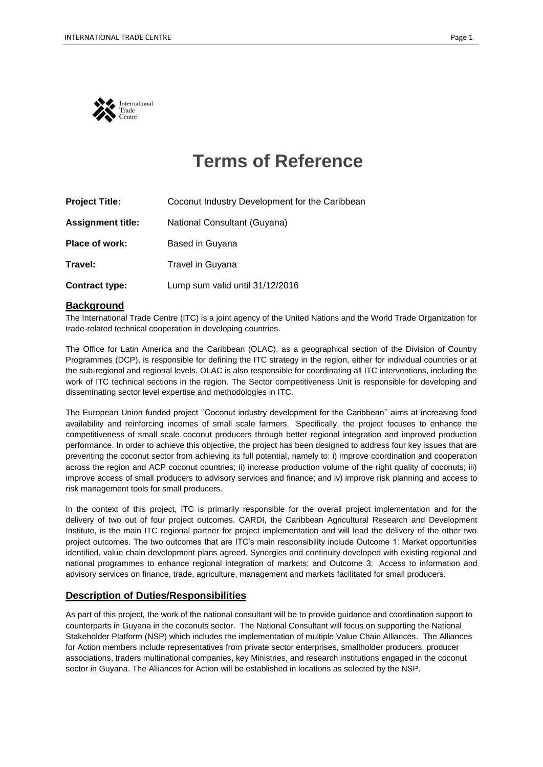# Terms of Reference

| | |
|---|---|
| **Project Title:** | Coconut Industry Development for the Caribbean |
| **Assignment title:** | National Consultant (Guyana) |
| **Place of work:** | Based in Guyana |
| **Travel:** | Travel in Guyana |
| **Contract type:** | Lump sum valid until 31/12/2016 |

## Background

The International Trade Centre (ITC) is a joint agency of the United Nations and the World Trade Organization for trade-related technical cooperation in developing countries.

The Office for Latin America and the Caribbean (OLAC), as a geographical section of the Division of Country Programmes (DCP), is responsible for defining the ITC strategy in the region, either for individual countries or at the sub-regional and regional levels. OLAC is also responsible for coordinating all ITC interventions, including the work of ITC technical sections in the region. The Sector competitiveness Unit is responsible for developing and disseminating sector level expertise and methodologies in ITC.

The European Union funded project ''Coconut industry development for the Caribbean'' aims at increasing food availability and reinforcing incomes of small scale farmers. Specifically, the project focuses to enhance the competitiveness of small scale coconut producers through better regional integration and improved production performance. In order to achieve this objective, the project has been designed to address four key issues that are preventing the coconut sector from achieving its full potential, namely to: i) improve coordination and cooperation across the region and ACP coconut countries; ii) increase production volume of the right quality of coconuts; iii) improve access of small producers to advisory services and finance; and iv) improve risk planning and access to risk management tools for small producers.

In the context of this project, ITC is primarily responsible for the overall project implementation and for the delivery of two out of four project outcomes. CARDI, the Caribbean Agricultural Research and Development Institute, is the main ITC regional partner for project implementation and will lead the delivery of the other two project outcomes. The two outcomes that are ITC's main responsibility include Outcome 1: Market opportunities identified, value chain development plans agreed. Synergies and continuity developed with existing regional and national programmes to enhance regional integration of markets; and Outcome 3: Access to information and advisory services on finance, trade, agriculture, management and markets facilitated for small producers.

## Description of Duties/Responsibilities

As part of this project, the work of the national consultant will be to provide guidance and coordination support to counterparts in Guyana in the coconuts sector. The National Consultant will focus on supporting the National Stakeholder Platform (NSP) which includes the implementation of multiple Value Chain Alliances. The Alliances for Action members include representatives from private sector enterprises, smallholder producers, producer associations, traders multinational companies, key Ministries, and research institutions engaged in the coconut sector in Guyana. The Alliances for Action will be established in locations as selected by the NSP.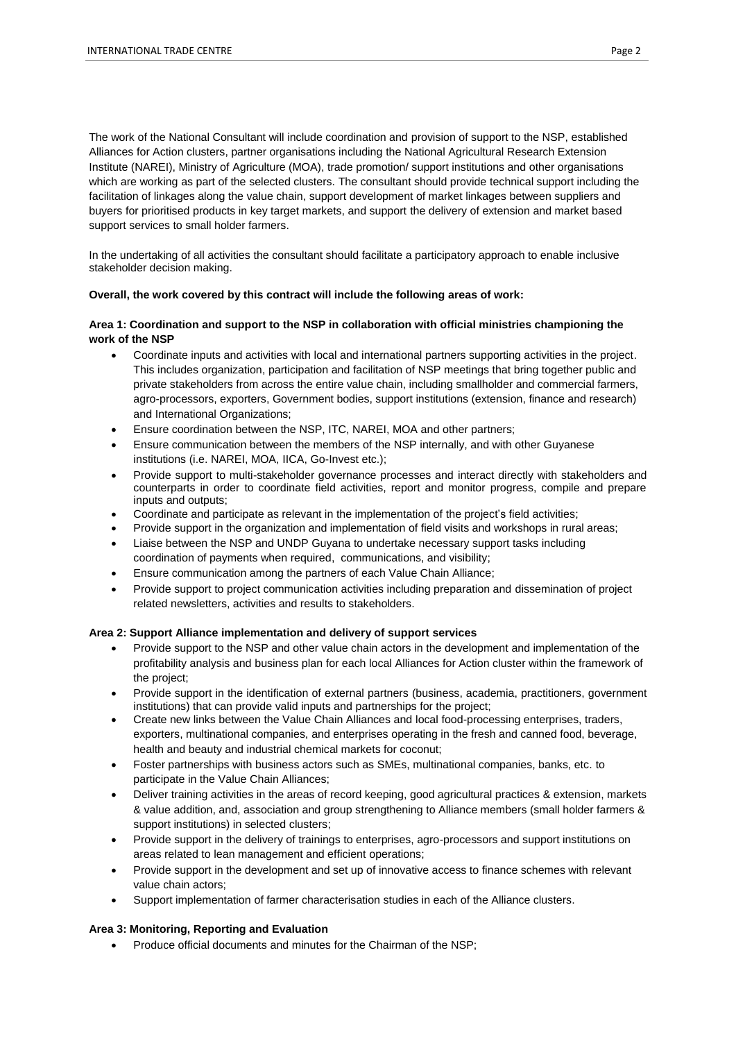The work of the National Consultant will include coordination and provision of support to the NSP, established Alliances for Action clusters, partner organisations including the National Agricultural Research Extension Institute (NAREI), Ministry of Agriculture (MOA), trade promotion/ support institutions and other organisations which are working as part of the selected clusters. The consultant should provide technical support including the facilitation of linkages along the value chain, support development of market linkages between suppliers and buyers for prioritised products in key target markets, and support the delivery of extension and market based support services to small holder farmers.

In the undertaking of all activities the consultant should facilitate a participatory approach to enable inclusive stakeholder decision making.

**Overall, the work covered by this contract will include the following areas of work:**

**Area 1: Coordination and support to the NSP in collaboration with official ministries championing the work of the NSP**

- Coordinate inputs and activities with local and international partners supporting activities in the project. This includes organization, participation and facilitation of NSP meetings that bring together public and private stakeholders from across the entire value chain, including smallholder and commercial farmers, agro-processors, exporters, Government bodies, support institutions (extension, finance and research) and International Organizations;
- Ensure coordination between the NSP, ITC, NAREI, MOA and other partners;
- Ensure communication between the members of the NSP internally, and with other Guyanese institutions (i.e. NAREI, MOA, IICA, Go-Invest etc.);
- Provide support to multi-stakeholder governance processes and interact directly with stakeholders and counterparts in order to coordinate field activities, report and monitor progress, compile and prepare inputs and outputs;
- Coordinate and participate as relevant in the implementation of the project's field activities;
- Provide support in the organization and implementation of field visits and workshops in rural areas;
- Liaise between the NSP and UNDP Guyana to undertake necessary support tasks including coordination of payments when required, communications, and visibility;
- Ensure communication among the partners of each Value Chain Alliance;
- Provide support to project communication activities including preparation and dissemination of project related newsletters, activities and results to stakeholders.

**Area 2: Support Alliance implementation and delivery of support services**

- Provide support to the NSP and other value chain actors in the development and implementation of the profitability analysis and business plan for each local Alliances for Action cluster within the framework of the project;
- Provide support in the identification of external partners (business, academia, practitioners, government institutions) that can provide valid inputs and partnerships for the project;
- Create new links between the Value Chain Alliances and local food-processing enterprises, traders, exporters, multinational companies, and enterprises operating in the fresh and canned food, beverage, health and beauty and industrial chemical markets for coconut;
- Foster partnerships with business actors such as SMEs, multinational companies, banks, etc. to participate in the Value Chain Alliances;
- Deliver training activities in the areas of record keeping, good agricultural practices & extension, markets & value addition, and, association and group strengthening to Alliance members (small holder farmers & support institutions) in selected clusters;
- Provide support in the delivery of trainings to enterprises, agro-processors and support institutions on areas related to lean management and efficient operations;
- Provide support in the development and set up of innovative access to finance schemes with relevant value chain actors;
- Support implementation of farmer characterisation studies in each of the Alliance clusters.

**Area 3: Monitoring, Reporting and Evaluation**

- Produce official documents and minutes for the Chairman of the NSP;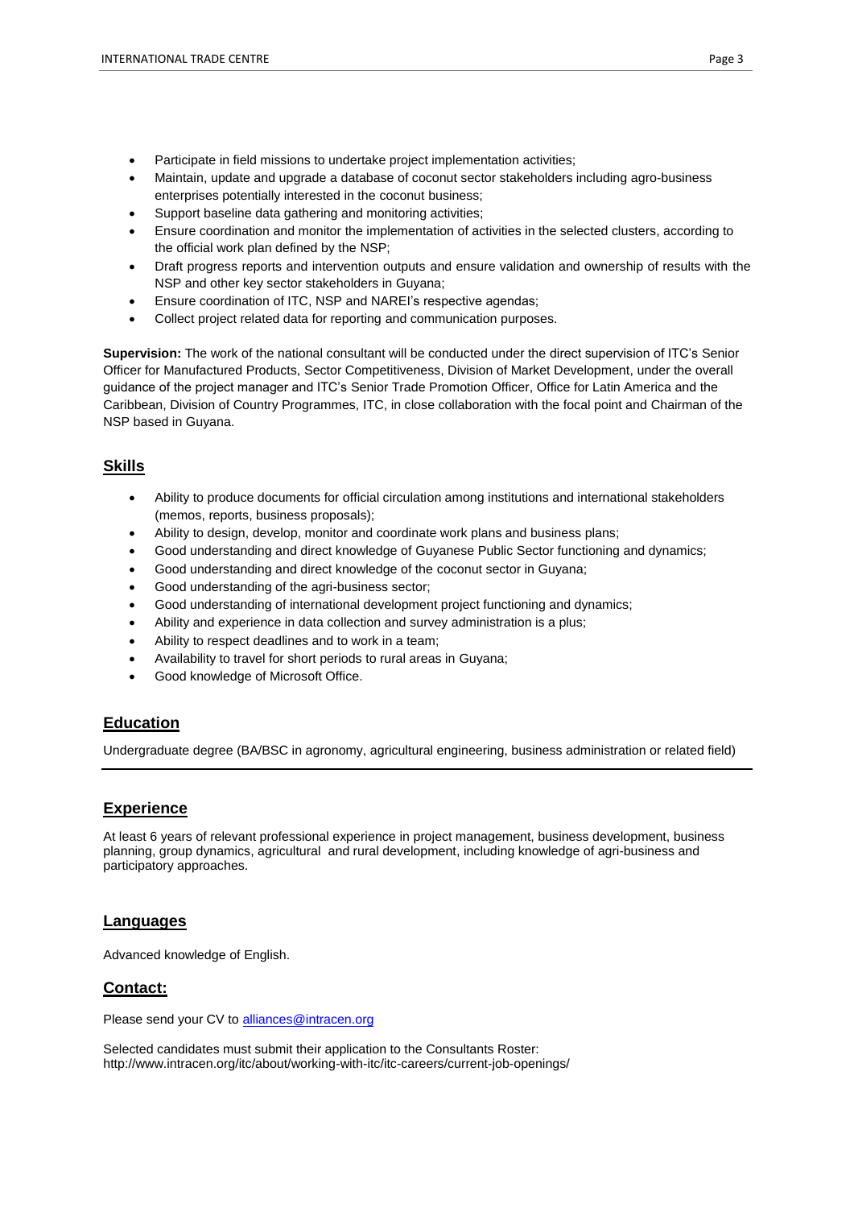- Participate in field missions to undertake project implementation activities;
- Maintain, update and upgrade a database of coconut sector stakeholders including agro-business enterprises potentially interested in the coconut business;
- Support baseline data gathering and monitoring activities;
- Ensure coordination and monitor the implementation of activities in the selected clusters, according to the official work plan defined by the NSP;
- Draft progress reports and intervention outputs and ensure validation and ownership of results with the NSP and other key sector stakeholders in Guyana;
- Ensure coordination of ITC, NSP and NAREI's respective agendas;
- Collect project related data for reporting and communication purposes.

**Supervision:** The work of the national consultant will be conducted under the direct supervision of ITC's Senior Officer for Manufactured Products, Sector Competitiveness, Division of Market Development, under the overall guidance of the project manager and ITC's Senior Trade Promotion Officer, Office for Latin America and the Caribbean, Division of Country Programmes, ITC, in close collaboration with the focal point and Chairman of the NSP based in Guyana.

## Skills

- Ability to produce documents for official circulation among institutions and international stakeholders (memos, reports, business proposals);
- Ability to design, develop, monitor and coordinate work plans and business plans;
- Good understanding and direct knowledge of Guyanese Public Sector functioning and dynamics;
- Good understanding and direct knowledge of the coconut sector in Guyana;
- Good understanding of the agri-business sector;
- Good understanding of international development project functioning and dynamics;
- Ability and experience in data collection and survey administration is a plus;
- Ability to respect deadlines and to work in a team;
- Availability to travel for short periods to rural areas in Guyana;
- Good knowledge of Microsoft Office.

## Education

Undergraduate degree (BA/BSC in agronomy, agricultural engineering, business administration or related field)

## Experience

At least 6 years of relevant professional experience in project management, business development, business planning, group dynamics, agricultural and rural development, including knowledge of agri-business and participatory approaches.

## Languages

Advanced knowledge of English.

## Contact:

Please send your CV to alliances@intracen.org

Selected candidates must submit their application to the Consultants Roster:
http://www.intracen.org/itc/about/working-with-itc/itc-careers/current-job-openings/